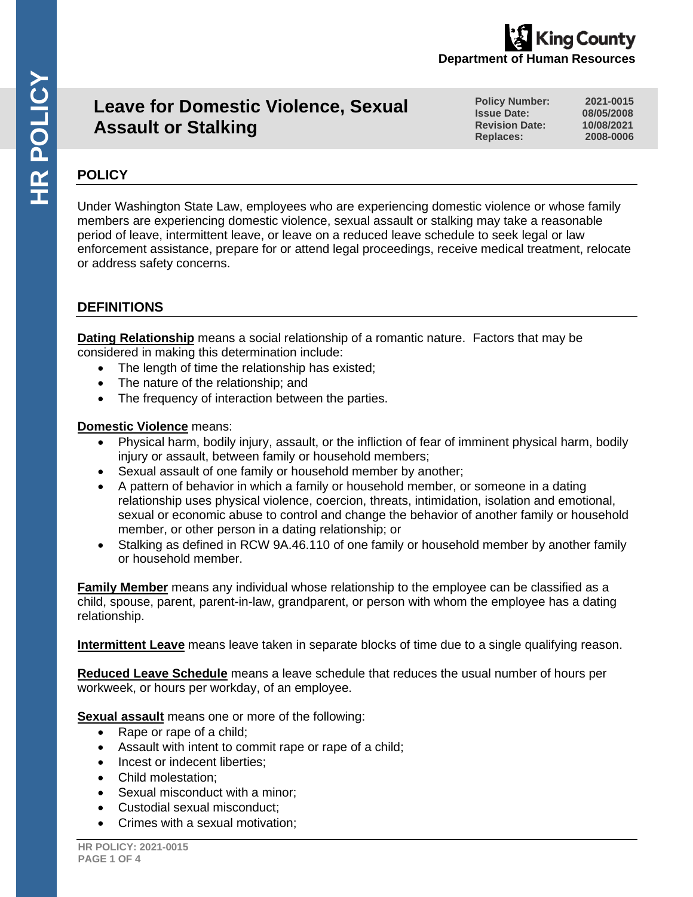King County
Department of Human Resources

# Leave for Domestic Violence, Sexual Assault or Stalking

| | |
|---|---|
| **Policy Number:** | 2021-0015 |
| **Issue Date:** | 08/05/2008 |
| **Revision Date:** | 10/08/2021 |
| **Replaces:** | 2008-0006 |

## POLICY

Under Washington State Law, employees who are experiencing domestic violence or whose family members are experiencing domestic violence, sexual assault or stalking may take a reasonable period of leave, intermittent leave, or leave on a reduced leave schedule to seek legal or law enforcement assistance, prepare for or attend legal proceedings, receive medical treatment, relocate or address safety concerns.

## DEFINITIONS

**Dating Relationship** means a social relationship of a romantic nature. Factors that may be considered in making this determination include:

- The length of time the relationship has existed;
- The nature of the relationship; and
- The frequency of interaction between the parties.

**Domestic Violence** means:

- Physical harm, bodily injury, assault, or the infliction of fear of imminent physical harm, bodily injury or assault, between family or household members;
- Sexual assault of one family or household member by another;
- A pattern of behavior in which a family or household member, or someone in a dating relationship uses physical violence, coercion, threats, intimidation, isolation and emotional, sexual or economic abuse to control and change the behavior of another family or household member, or other person in a dating relationship; or
- Stalking as defined in RCW 9A.46.110 of one family or household member by another family or household member.

**Family Member** means any individual whose relationship to the employee can be classified as a child, spouse, parent, parent-in-law, grandparent, or person with whom the employee has a dating relationship.

**Intermittent Leave** means leave taken in separate blocks of time due to a single qualifying reason.

**Reduced Leave Schedule** means a leave schedule that reduces the usual number of hours per workweek, or hours per workday, of an employee.

**Sexual assault** means one or more of the following:

- Rape or rape of a child;
- Assault with intent to commit rape or rape of a child;
- Incest or indecent liberties;
- Child molestation;
- Sexual misconduct with a minor;
- Custodial sexual misconduct;
- Crimes with a sexual motivation;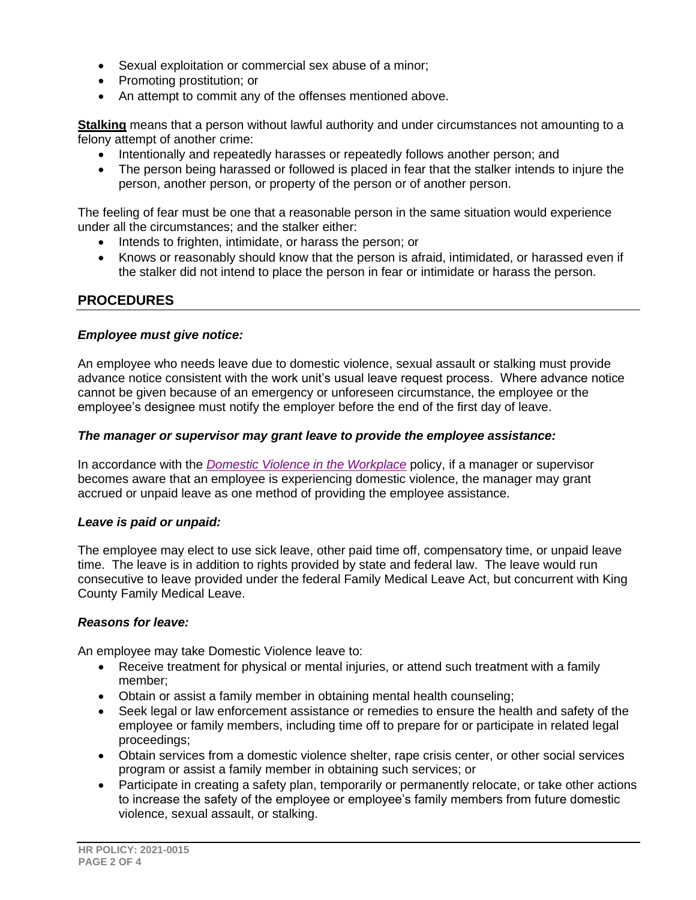- Sexual exploitation or commercial sex abuse of a minor;
- Promoting prostitution; or
- An attempt to commit any of the offenses mentioned above.

**Stalking** means that a person without lawful authority and under circumstances not amounting to a felony attempt of another crime:

- Intentionally and repeatedly harasses or repeatedly follows another person; and
- The person being harassed or followed is placed in fear that the stalker intends to injure the person, another person, or property of the person or of another person.

The feeling of fear must be one that a reasonable person in the same situation would experience under all the circumstances; and the stalker either:

- Intends to frighten, intimidate, or harass the person; or
- Knows or reasonably should know that the person is afraid, intimidated, or harassed even if the stalker did not intend to place the person in fear or intimidate or harass the person.

## PROCEDURES

***Employee must give notice:***

An employee who needs leave due to domestic violence, sexual assault or stalking must provide advance notice consistent with the work unit's usual leave request process. Where advance notice cannot be given because of an emergency or unforeseen circumstance, the employee or the employee's designee must notify the employer before the end of the first day of leave.

***The manager or supervisor may grant leave to provide the employee assistance:***

In accordance with the *Domestic Violence in the Workplace* policy, if a manager or supervisor becomes aware that an employee is experiencing domestic violence, the manager may grant accrued or unpaid leave as one method of providing the employee assistance.

***Leave is paid or unpaid:***

The employee may elect to use sick leave, other paid time off, compensatory time, or unpaid leave time. The leave is in addition to rights provided by state and federal law. The leave would run consecutive to leave provided under the federal Family Medical Leave Act, but concurrent with King County Family Medical Leave.

***Reasons for leave:***

An employee may take Domestic Violence leave to:

- Receive treatment for physical or mental injuries, or attend such treatment with a family member;
- Obtain or assist a family member in obtaining mental health counseling;
- Seek legal or law enforcement assistance or remedies to ensure the health and safety of the employee or family members, including time off to prepare for or participate in related legal proceedings;
- Obtain services from a domestic violence shelter, rape crisis center, or other social services program or assist a family member in obtaining such services; or
- Participate in creating a safety plan, temporarily or permanently relocate, or take other actions to increase the safety of the employee or employee's family members from future domestic violence, sexual assault, or stalking.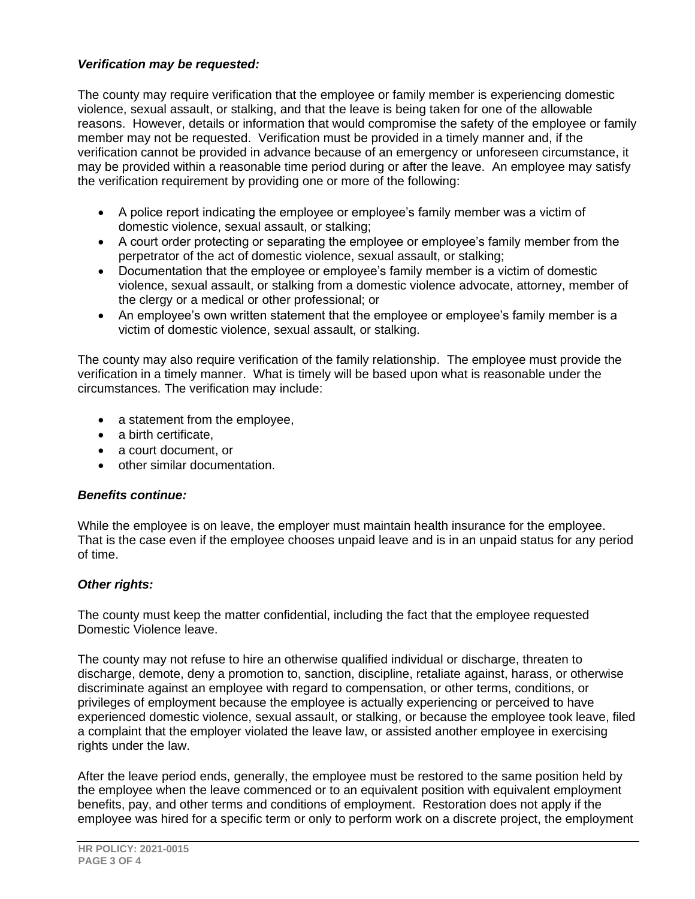***Verification may be requested:***

The county may require verification that the employee or family member is experiencing domestic violence, sexual assault, or stalking, and that the leave is being taken for one of the allowable reasons. However, details or information that would compromise the safety of the employee or family member may not be requested. Verification must be provided in a timely manner and, if the verification cannot be provided in advance because of an emergency or unforeseen circumstance, it may be provided within a reasonable time period during or after the leave. An employee may satisfy the verification requirement by providing one or more of the following:

- A police report indicating the employee or employee's family member was a victim of domestic violence, sexual assault, or stalking;
- A court order protecting or separating the employee or employee's family member from the perpetrator of the act of domestic violence, sexual assault, or stalking;
- Documentation that the employee or employee's family member is a victim of domestic violence, sexual assault, or stalking from a domestic violence advocate, attorney, member of the clergy or a medical or other professional; or
- An employee's own written statement that the employee or employee's family member is a victim of domestic violence, sexual assault, or stalking.

The county may also require verification of the family relationship. The employee must provide the verification in a timely manner. What is timely will be based upon what is reasonable under the circumstances. The verification may include:

- a statement from the employee,
- a birth certificate,
- a court document, or
- other similar documentation.

***Benefits continue:***

While the employee is on leave, the employer must maintain health insurance for the employee. That is the case even if the employee chooses unpaid leave and is in an unpaid status for any period of time.

***Other rights:***

The county must keep the matter confidential, including the fact that the employee requested Domestic Violence leave.

The county may not refuse to hire an otherwise qualified individual or discharge, threaten to discharge, demote, deny a promotion to, sanction, discipline, retaliate against, harass, or otherwise discriminate against an employee with regard to compensation, or other terms, conditions, or privileges of employment because the employee is actually experiencing or perceived to have experienced domestic violence, sexual assault, or stalking, or because the employee took leave, filed a complaint that the employer violated the leave law, or assisted another employee in exercising rights under the law.

After the leave period ends, generally, the employee must be restored to the same position held by the employee when the leave commenced or to an equivalent position with equivalent employment benefits, pay, and other terms and conditions of employment. Restoration does not apply if the employee was hired for a specific term or only to perform work on a discrete project, the employment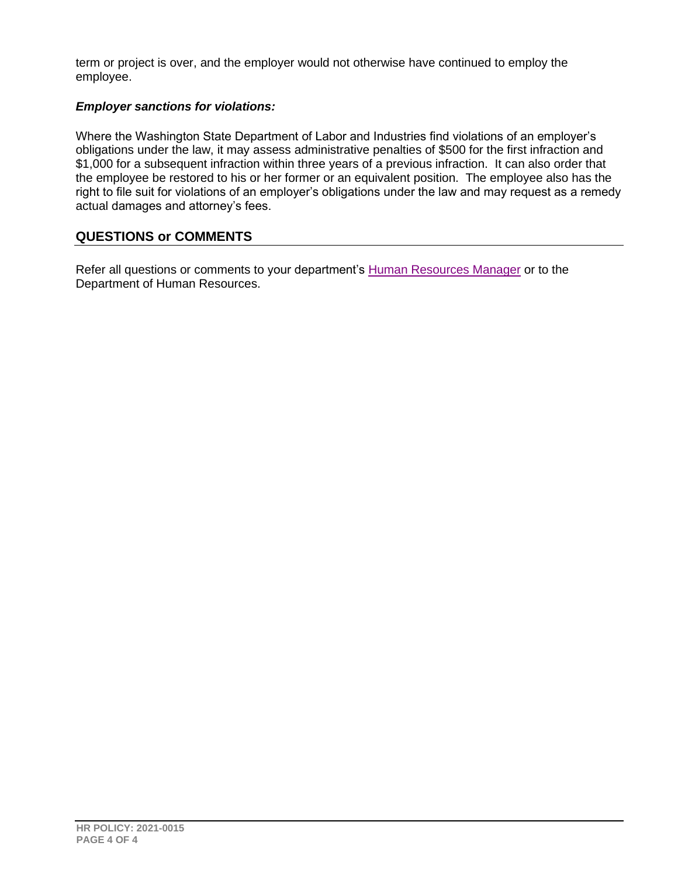term or project is over, and the employer would not otherwise have continued to employ the employee.

***Employer sanctions for violations:***

Where the Washington State Department of Labor and Industries find violations of an employer's obligations under the law, it may assess administrative penalties of $500 for the first infraction and $1,000 for a subsequent infraction within three years of a previous infraction. It can also order that the employee be restored to his or her former or an equivalent position. The employee also has the right to file suit for violations of an employer's obligations under the law and may request as a remedy actual damages and attorney's fees.

## QUESTIONS or COMMENTS

Refer all questions or comments to your department's Human Resources Manager or to the Department of Human Resources.